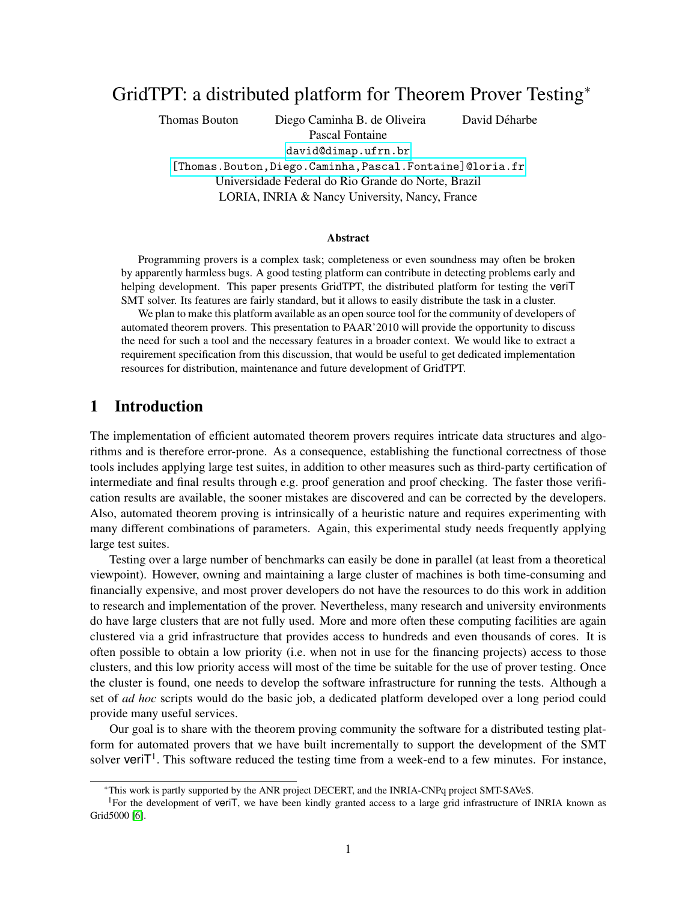# GridTPT: a distributed platform for Theorem Prover Testing*

Thomas Bouton Diego Caminha B. de Oliveira David Déharbe
Pascal Fontaine

david@dimap.ufrn.br

[Thomas.Bouton,Diego.Caminha,Pascal.Fontaine]@loria.fr

Universidade Federal do Rio Grande do Norte, Brazil

LORIA, INRIA & Nancy University, Nancy, France

### Abstract

Programming provers is a complex task; completeness or even soundness may often be broken by apparently harmless bugs. A good testing platform can contribute in detecting problems early and helping development. This paper presents GridTPT, the distributed platform for testing the veriT SMT solver. Its features are fairly standard, but it allows to easily distribute the task in a cluster.

We plan to make this platform available as an open source tool for the community of developers of automated theorem provers. This presentation to PAAR'2010 will provide the opportunity to discuss the need for such a tool and the necessary features in a broader context. We would like to extract a requirement specification from this discussion, that would be useful to get dedicated implementation resources for distribution, maintenance and future development of GridTPT.

## 1 Introduction

The implementation of efficient automated theorem provers requires intricate data structures and algorithms and is therefore error-prone. As a consequence, establishing the functional correctness of those tools includes applying large test suites, in addition to other measures such as third-party certification of intermediate and final results through e.g. proof generation and proof checking. The faster those verification results are available, the sooner mistakes are discovered and can be corrected by the developers. Also, automated theorem proving is intrinsically of a heuristic nature and requires experimenting with many different combinations of parameters. Again, this experimental study needs frequently applying large test suites.

Testing over a large number of benchmarks can easily be done in parallel (at least from a theoretical viewpoint). However, owning and maintaining a large cluster of machines is both time-consuming and financially expensive, and most prover developers do not have the resources to do this work in addition to research and implementation of the prover. Nevertheless, many research and university environments do have large clusters that are not fully used. More and more often these computing facilities are again clustered via a grid infrastructure that provides access to hundreds and even thousands of cores. It is often possible to obtain a low priority (i.e. when not in use for the financing projects) access to those clusters, and this low priority access will most of the time be suitable for the use of prover testing. Once the cluster is found, one needs to develop the software infrastructure for running the tests. Although a set of *ad hoc* scripts would do the basic job, a dedicated platform developed over a long period could provide many useful services.

Our goal is to share with the theorem proving community the software for a distributed testing platform for automated provers that we have built incrementally to support the development of the SMT solver veriT[1]. This software reduced the testing time from a week-end to a few minutes. For instance,

---

*This work is partly supported by the ANR project DECERT, and the INRIA-CNPq project SMT-SAVeS.

[1] For the development of veriT, we have been kindly granted access to a large grid infrastructure of INRIA known as Grid5000 [6].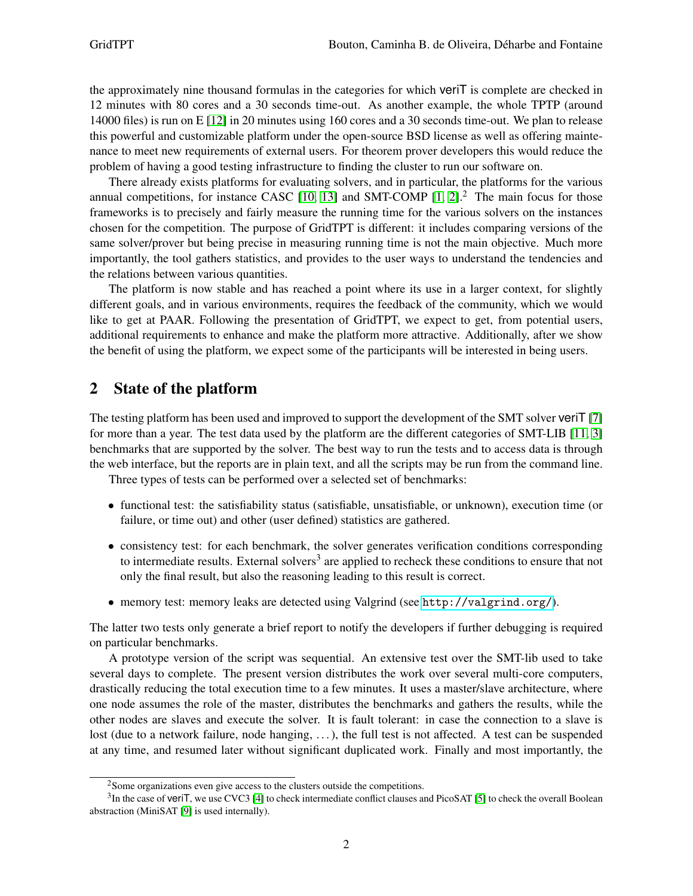the approximately nine thousand formulas in the categories for which veriT is complete are checked in 12 minutes with 80 cores and a 30 seconds time-out. As another example, the whole TPTP (around 14000 files) is run on E [12] in 20 minutes using 160 cores and a 30 seconds time-out. We plan to release this powerful and customizable platform under the open-source BSD license as well as offering maintenance to meet new requirements of external users. For theorem prover developers this would reduce the problem of having a good testing infrastructure to finding the cluster to run our software on.

There already exists platforms for evaluating solvers, and in particular, the platforms for the various annual competitions, for instance CASC [10, 13] and SMT-COMP [1, 2].[2] The main focus for those frameworks is to precisely and fairly measure the running time for the various solvers on the instances chosen for the competition. The purpose of GridTPT is different: it includes comparing versions of the same solver/prover but being precise in measuring running time is not the main objective. Much more importantly, the tool gathers statistics, and provides to the user ways to understand the tendencies and the relations between various quantities.

The platform is now stable and has reached a point where its use in a larger context, for slightly different goals, and in various environments, requires the feedback of the community, which we would like to get at PAAR. Following the presentation of GridTPT, we expect to get, from potential users, additional requirements to enhance and make the platform more attractive. Additionally, after we show the benefit of using the platform, we expect some of the participants will be interested in being users.

## 2 State of the platform

The testing platform has been used and improved to support the development of the SMT solver veriT [7] for more than a year. The test data used by the platform are the different categories of SMT-LIB [11, 3] benchmarks that are supported by the solver. The best way to run the tests and to access data is through the web interface, but the reports are in plain text, and all the scripts may be run from the command line.

Three types of tests can be performed over a selected set of benchmarks:

- functional test: the satisfiability status (satisfiable, unsatisfiable, or unknown), execution time (or failure, or time out) and other (user defined) statistics are gathered.
- consistency test: for each benchmark, the solver generates verification conditions corresponding to intermediate results. External solvers[3] are applied to recheck these conditions to ensure that not only the final result, but also the reasoning leading to this result is correct.
- memory test: memory leaks are detected using Valgrind (see http://valgrind.org/).

The latter two tests only generate a brief report to notify the developers if further debugging is required on particular benchmarks.

A prototype version of the script was sequential. An extensive test over the SMT-lib used to take several days to complete. The present version distributes the work over several multi-core computers, drastically reducing the total execution time to a few minutes. It uses a master/slave architecture, where one node assumes the role of the master, distributes the benchmarks and gathers the results, while the other nodes are slaves and execute the solver. It is fault tolerant: in case the connection to a slave is lost (due to a network failure, node hanging, ...), the full test is not affected. A test can be suspended at any time, and resumed later without significant duplicated work. Finally and most importantly, the

[2] Some organizations even give access to the clusters outside the competitions.

[3] In the case of veriT, we use CVC3 [4] to check intermediate conflict clauses and PicoSAT [5] to check the overall Boolean abstraction (MiniSAT [9] is used internally).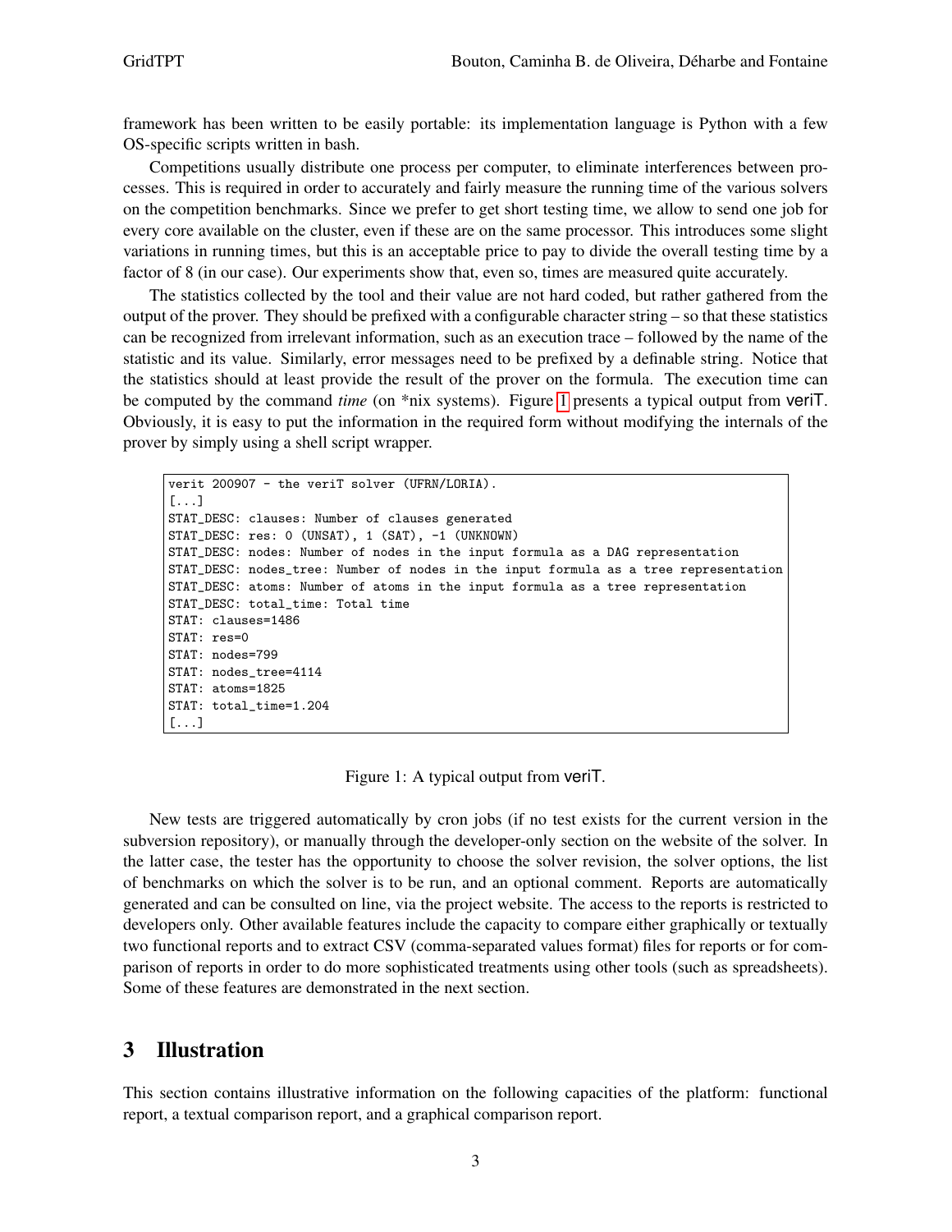framework has been written to be easily portable: its implementation language is Python with a few OS-specific scripts written in bash.

Competitions usually distribute one process per computer, to eliminate interferences between processes. This is required in order to accurately and fairly measure the running time of the various solvers on the competition benchmarks. Since we prefer to get short testing time, we allow to send one job for every core available on the cluster, even if these are on the same processor. This introduces some slight variations in running times, but this is an acceptable price to pay to divide the overall testing time by a factor of 8 (in our case). Our experiments show that, even so, times are measured quite accurately.

The statistics collected by the tool and their value are not hard coded, but rather gathered from the output of the prover. They should be prefixed with a configurable character string – so that these statistics can be recognized from irrelevant information, such as an execution trace – followed by the name of the statistic and its value. Similarly, error messages need to be prefixed by a definable string. Notice that the statistics should at least provide the result of the prover on the formula. The execution time can be computed by the command *time* (on *nix systems). Figure 1 presents a typical output from veriT. Obviously, it is easy to put the information in the required form without modifying the internals of the prover by simply using a shell script wrapper.

```
verit 200907 - the veriT solver (UFRN/LORIA).
[...]
STAT_DESC: clauses: Number of clauses generated
STAT_DESC: res: 0 (UNSAT), 1 (SAT), -1 (UNKNOWN)
STAT_DESC: nodes: Number of nodes in the input formula as a DAG representation
STAT_DESC: nodes_tree: Number of nodes in the input formula as a tree representation
STAT_DESC: atoms: Number of atoms in the input formula as a tree representation
STAT_DESC: total_time: Total time
STAT: clauses=1486
STAT: res=0
STAT: nodes=799
STAT: nodes_tree=4114
STAT: atoms=1825
STAT: total_time=1.204
[...]
```

Figure 1: A typical output from veriT.

New tests are triggered automatically by cron jobs (if no test exists for the current version in the subversion repository), or manually through the developer-only section on the website of the solver. In the latter case, the tester has the opportunity to choose the solver revision, the solver options, the list of benchmarks on which the solver is to be run, and an optional comment. Reports are automatically generated and can be consulted on line, via the project website. The access to the reports is restricted to developers only. Other available features include the capacity to compare either graphically or textually two functional reports and to extract CSV (comma-separated values format) files for reports or for comparison of reports in order to do more sophisticated treatments using other tools (such as spreadsheets). Some of these features are demonstrated in the next section.

## 3 Illustration

This section contains illustrative information on the following capacities of the platform: functional report, a textual comparison report, and a graphical comparison report.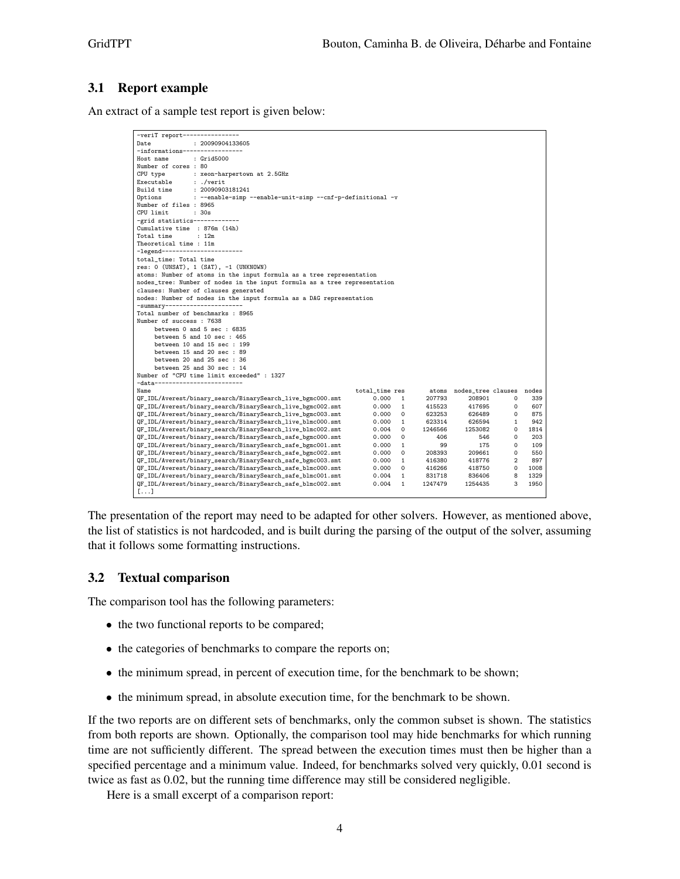### 3.1 Report example

An extract of a sample test report is given below:

```
-veriT report----------------
Date            : 20090904133605
-informations-----------------
Host name       : Grid5000
Number of cores : 80
CPU type        : xeon-harpertown at 2.5GHz
Executable      : ./verit
Build time      : 20090903181241
Options         : --enable-simp --enable-unit-simp --cnf-p-definitional -v
Number of files : 8965
CPU limit       : 30s
-grid statistics-------------
Cumulative time  : 876m (14h)
Total time       : 12m
Theoretical time : 11m
-legend-----------------------
total_time: Total time
res: 0 (UNSAT), 1 (SAT), -1 (UNKNOWN)
atoms: Number of atoms in the input formula as a tree representation
nodes_tree: Number of nodes in the input formula as a tree representation
clauses: Number of clauses generated
nodes: Number of nodes in the input formula as a DAG representation
-summary----------------------
Total number of benchmarks : 8965
Number of success : 7638
     between 0 and 5 sec : 6835
     between 5 and 10 sec : 465
     between 10 and 15 sec : 199
     between 15 and 20 sec : 89
     between 20 and 25 sec : 36
     between 25 and 30 sec : 14
Number of "CPU time limit exceeded" : 1327
-data-------------------------
Name                                                         total_time res      atoms  nodes_tree clauses  nodes
QF_IDL/Averest/binary_search/BinarySearch_live_bgmc000.smt        0.000   1     207793      208901       0    339
QF_IDL/Averest/binary_search/BinarySearch_live_bgmc002.smt        0.000   1     415523      417695       0    607
QF_IDL/Averest/binary_search/BinarySearch_live_bgmc003.smt        0.000   0     623253      626489       0    875
QF_IDL/Averest/binary_search/BinarySearch_live_blmc000.smt        0.000   1     623314      626594       1    942
QF_IDL/Averest/binary_search/BinarySearch_live_blmc002.smt        0.004   0    1246566     1253082       0   1814
QF_IDL/Averest/binary_search/BinarySearch_safe_bgmc000.smt        0.000   0        406         546       0    203
QF_IDL/Averest/binary_search/BinarySearch_safe_bgmc001.smt        0.000   1         99         175       0    109
QF_IDL/Averest/binary_search/BinarySearch_safe_bgmc002.smt        0.000   0     208393      209661       0    550
QF_IDL/Averest/binary_search/BinarySearch_safe_bgmc003.smt        0.000   1     416380      418776       2    897
QF_IDL/Averest/binary_search/BinarySearch_safe_blmc000.smt        0.000   0     416266      418750       0   1008
QF_IDL/Averest/binary_search/BinarySearch_safe_blmc001.smt        0.004   1     831718      836406       8   1329
QF_IDL/Averest/binary_search/BinarySearch_safe_blmc002.smt        0.004   1    1247479     1254435       3   1950
[...]
```

The presentation of the report may need to be adapted for other solvers. However, as mentioned above, the list of statistics is not hardcoded, and is built during the parsing of the output of the solver, assuming that it follows some formatting instructions.

### 3.2 Textual comparison

The comparison tool has the following parameters:

- the two functional reports to be compared;
- the categories of benchmarks to compare the reports on;
- the minimum spread, in percent of execution time, for the benchmark to be shown;
- the minimum spread, in absolute execution time, for the benchmark to be shown.

If the two reports are on different sets of benchmarks, only the common subset is shown. The statistics from both reports are shown. Optionally, the comparison tool may hide benchmarks for which running time are not sufficiently different. The spread between the execution times must then be higher than a specified percentage and a minimum value. Indeed, for benchmarks solved very quickly, 0.01 second is twice as fast as 0.02, but the running time difference may still be considered negligible.

Here is a small excerpt of a comparison report: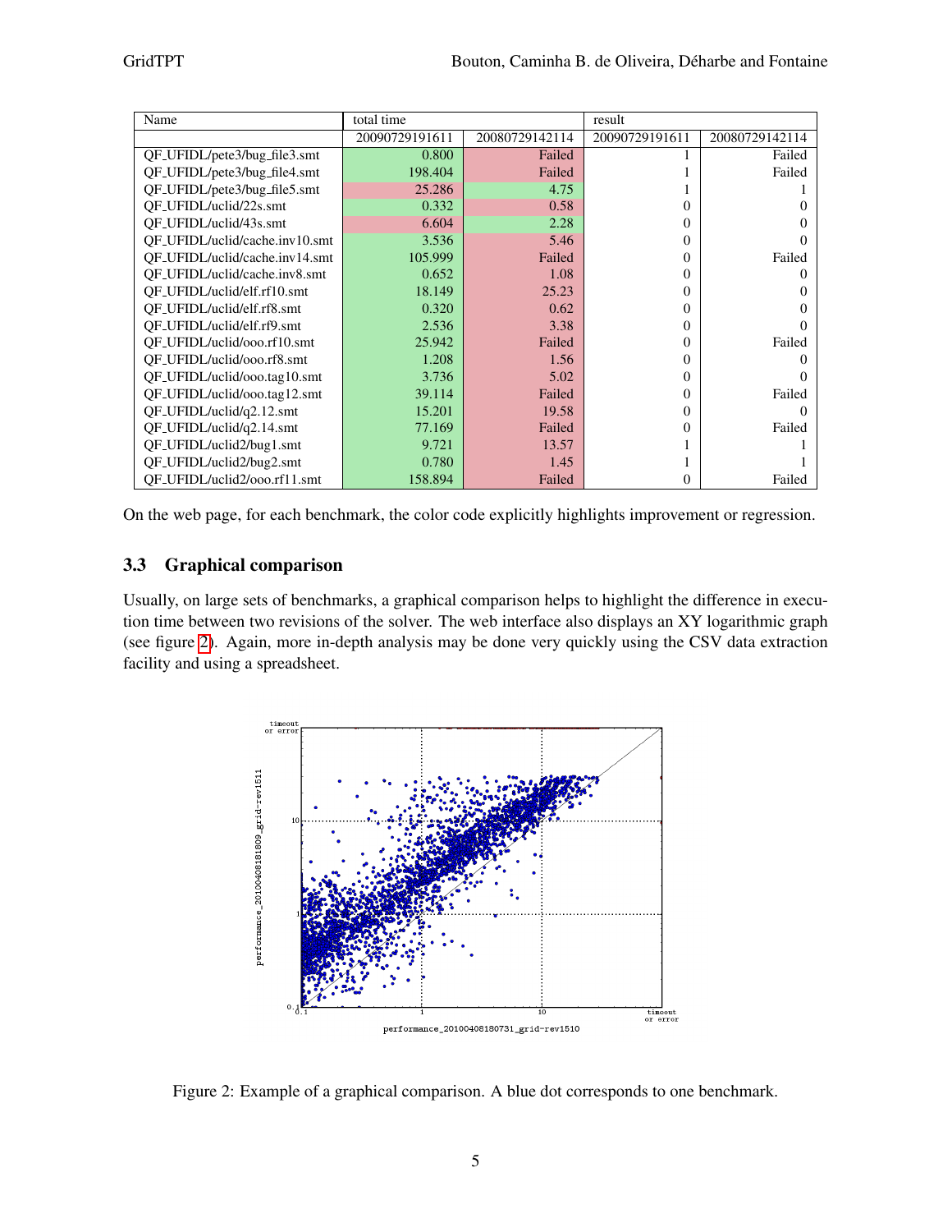| Name | total time | | result | |
|---|---|---|---|---|
| | 20090729191611 | 20080729142114 | 20090729191611 | 20080729142114 |
| QF_UFIDL/pete3/bug_file3.smt | 0.800 | Failed | 1 | Failed |
| QF_UFIDL/pete3/bug_file4.smt | 198.404 | Failed | 1 | Failed |
| QF_UFIDL/pete3/bug_file5.smt | 25.286 | 4.75 | 1 | 1 |
| QF_UFIDL/uclid/22s.smt | 0.332 | 0.58 | 0 | 0 |
| QF_UFIDL/uclid/43s.smt | 6.604 | 2.28 | 0 | 0 |
| QF_UFIDL/uclid/cache.inv10.smt | 3.536 | 5.46 | 0 | 0 |
| QF_UFIDL/uclid/cache.inv14.smt | 105.999 | Failed | 0 | Failed |
| QF_UFIDL/uclid/cache.inv8.smt | 0.652 | 1.08 | 0 | 0 |
| QF_UFIDL/uclid/elf.rf10.smt | 18.149 | 25.23 | 0 | 0 |
| QF_UFIDL/uclid/elf.rf8.smt | 0.320 | 0.62 | 0 | 0 |
| QF_UFIDL/uclid/elf.rf9.smt | 2.536 | 3.38 | 0 | 0 |
| QF_UFIDL/uclid/ooo.rf10.smt | 25.942 | Failed | 0 | Failed |
| QF_UFIDL/uclid/ooo.rf8.smt | 1.208 | 1.56 | 0 | 0 |
| QF_UFIDL/uclid/ooo.tag10.smt | 3.736 | 5.02 | 0 | 0 |
| QF_UFIDL/uclid/ooo.tag12.smt | 39.114 | Failed | 0 | Failed |
| QF_UFIDL/uclid/q2.12.smt | 15.201 | 19.58 | 0 | 0 |
| QF_UFIDL/uclid/q2.14.smt | 77.169 | Failed | 0 | Failed |
| QF_UFIDL/uclid2/bug1.smt | 9.721 | 13.57 | 1 | 1 |
| QF_UFIDL/uclid2/bug2.smt | 0.780 | 1.45 | 1 | 1 |
| QF_UFIDL/uclid2/ooo.rf11.smt | 158.894 | Failed | 0 | Failed |

On the web page, for each benchmark, the color code explicitly highlights improvement or regression.

### 3.3 Graphical comparison

Usually, on large sets of benchmarks, a graphical comparison helps to highlight the difference in execution time between two revisions of the solver. The web interface also displays an XY logarithmic graph (see figure 2). Again, more in-depth analysis may be done very quickly using the CSV data extraction facility and using a spreadsheet.

Figure 2: Example of a graphical comparison. A blue dot corresponds to one benchmark.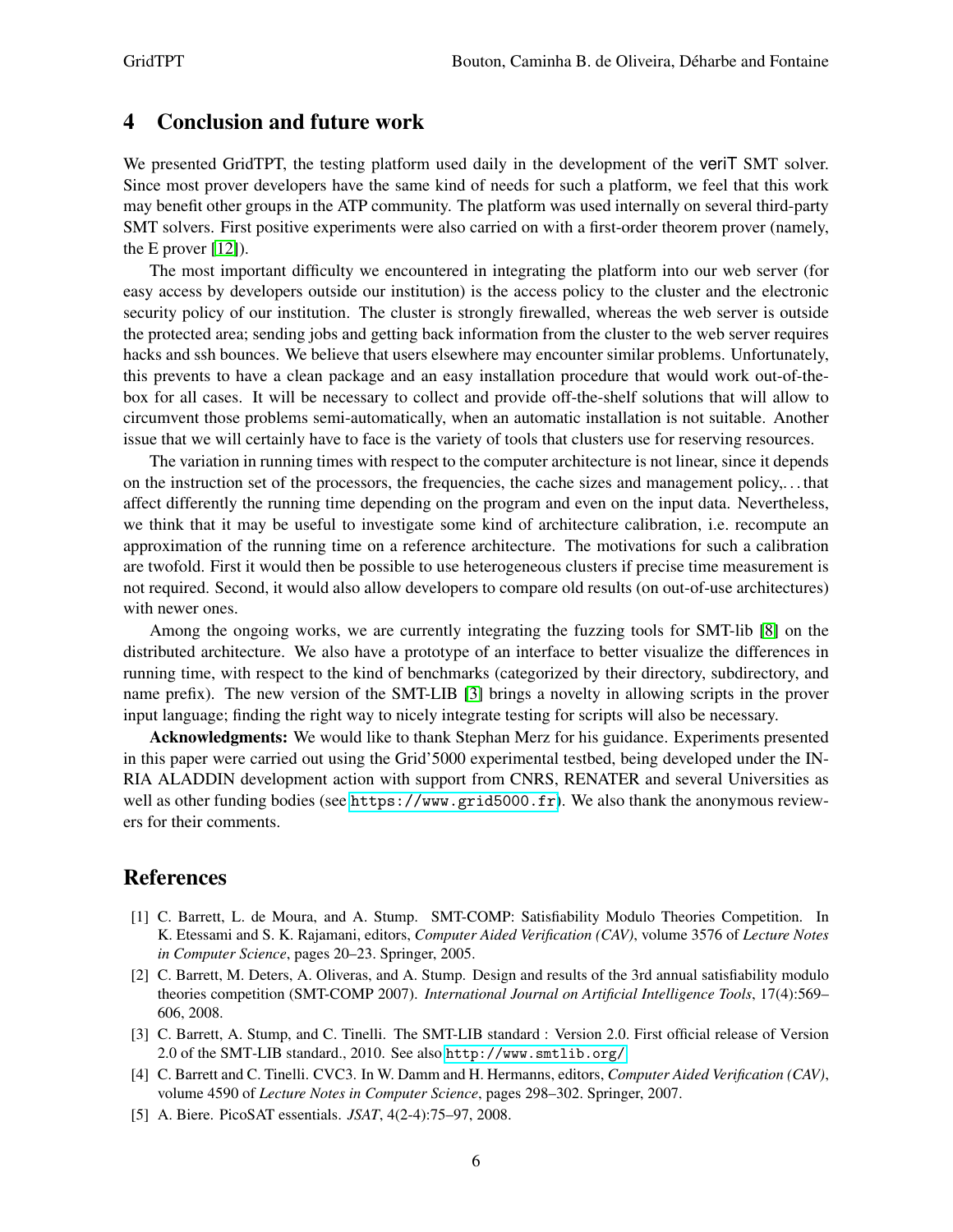## 4 Conclusion and future work

We presented GridTPT, the testing platform used daily in the development of the veriT SMT solver. Since most prover developers have the same kind of needs for such a platform, we feel that this work may benefit other groups in the ATP community. The platform was used internally on several third-party SMT solvers. First positive experiments were also carried on with a first-order theorem prover (namely, the E prover [12]).

The most important difficulty we encountered in integrating the platform into our web server (for easy access by developers outside our institution) is the access policy to the cluster and the electronic security policy of our institution. The cluster is strongly firewalled, whereas the web server is outside the protected area; sending jobs and getting back information from the cluster to the web server requires hacks and ssh bounces. We believe that users elsewhere may encounter similar problems. Unfortunately, this prevents to have a clean package and an easy installation procedure that would work out-of-the-box for all cases. It will be necessary to collect and provide off-the-shelf solutions that will allow to circumvent those problems semi-automatically, when an automatic installation is not suitable. Another issue that we will certainly have to face is the variety of tools that clusters use for reserving resources.

The variation in running times with respect to the computer architecture is not linear, since it depends on the instruction set of the processors, the frequencies, the cache sizes and management policy,... that affect differently the running time depending on the program and even on the input data. Nevertheless, we think that it may be useful to investigate some kind of architecture calibration, i.e. recompute an approximation of the running time on a reference architecture. The motivations for such a calibration are twofold. First it would then be possible to use heterogeneous clusters if precise time measurement is not required. Second, it would also allow developers to compare old results (on out-of-use architectures) with newer ones.

Among the ongoing works, we are currently integrating the fuzzing tools for SMT-lib [8] on the distributed architecture. We also have a prototype of an interface to better visualize the differences in running time, with respect to the kind of benchmarks (categorized by their directory, subdirectory, and name prefix). The new version of the SMT-LIB [3] brings a novelty in allowing scripts in the prover input language; finding the right way to nicely integrate testing for scripts will also be necessary.

**Acknowledgments:** We would like to thank Stephan Merz for his guidance. Experiments presented in this paper were carried out using the Grid'5000 experimental testbed, being developed under the INRIA ALADDIN development action with support from CNRS, RENATER and several Universities as well as other funding bodies (see `https://www.grid5000.fr`). We also thank the anonymous reviewers for their comments.

## References

[1] C. Barrett, L. de Moura, and A. Stump. SMT-COMP: Satisfiability Modulo Theories Competition. In K. Etessami and S. K. Rajamani, editors, *Computer Aided Verification (CAV)*, volume 3576 of *Lecture Notes in Computer Science*, pages 20–23. Springer, 2005.

[2] C. Barrett, M. Deters, A. Oliveras, and A. Stump. Design and results of the 3rd annual satisfiability modulo theories competition (SMT-COMP 2007). *International Journal on Artificial Intelligence Tools*, 17(4):569–606, 2008.

[3] C. Barrett, A. Stump, and C. Tinelli. The SMT-LIB standard : Version 2.0. First official release of Version 2.0 of the SMT-LIB standard., 2010. See also `http://www.smtlib.org/`

[4] C. Barrett and C. Tinelli. CVC3. In W. Damm and H. Hermanns, editors, *Computer Aided Verification (CAV)*, volume 4590 of *Lecture Notes in Computer Science*, pages 298–302. Springer, 2007.

[5] A. Biere. PicoSAT essentials. *JSAT*, 4(2-4):75–97, 2008.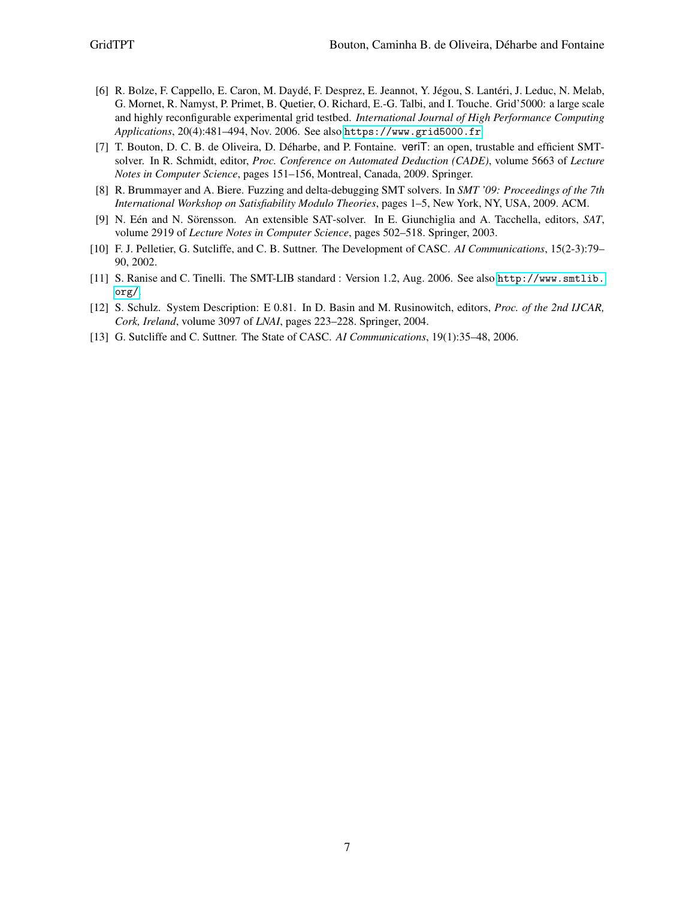[6] R. Bolze, F. Cappello, E. Caron, M. Daydé, F. Desprez, E. Jeannot, Y. Jégou, S. Lantéri, J. Leduc, N. Melab, G. Mornet, R. Namyst, P. Primet, B. Quetier, O. Richard, E.-G. Talbi, and I. Touche. Grid'5000: a large scale and highly reconfigurable experimental grid testbed. *International Journal of High Performance Computing Applications*, 20(4):481–494, Nov. 2006. See also `https://www.grid5000.fr`.

[7] T. Bouton, D. C. B. de Oliveira, D. Déharbe, and P. Fontaine. veriT: an open, trustable and efficient SMT-solver. In R. Schmidt, editor, *Proc. Conference on Automated Deduction (CADE)*, volume 5663 of *Lecture Notes in Computer Science*, pages 151–156, Montreal, Canada, 2009. Springer.

[8] R. Brummayer and A. Biere. Fuzzing and delta-debugging SMT solvers. In *SMT '09: Proceedings of the 7th International Workshop on Satisfiability Modulo Theories*, pages 1–5, New York, NY, USA, 2009. ACM.

[9] N. Eén and N. Sörensson. An extensible SAT-solver. In E. Giunchiglia and A. Tacchella, editors, *SAT*, volume 2919 of *Lecture Notes in Computer Science*, pages 502–518. Springer, 2003.

[10] F. J. Pelletier, G. Sutcliffe, and C. B. Suttner. The Development of CASC. *AI Communications*, 15(2-3):79–90, 2002.

[11] S. Ranise and C. Tinelli. The SMT-LIB standard : Version 1.2, Aug. 2006. See also `http://www.smtlib.org/`.

[12] S. Schulz. System Description: E 0.81. In D. Basin and M. Rusinowitch, editors, *Proc. of the 2nd IJCAR, Cork, Ireland*, volume 3097 of *LNAI*, pages 223–228. Springer, 2004.

[13] G. Sutcliffe and C. Suttner. The State of CASC. *AI Communications*, 19(1):35–48, 2006.